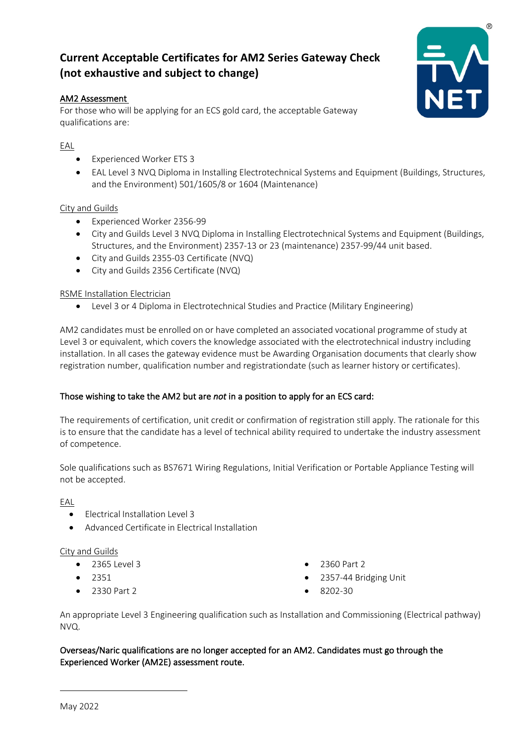# Current Acceptable Certificates for AM2 Series Gateway Check (not exhaustive and subject to change)

## AM2 Assessment

For those who will be applying for an ECS gold card, the acceptable Gateway qualifications are:

EAL

- Experienced Worker ETS 3
- EAL Level 3 NVQ Diploma in Installing Electrotechnical Systems and Equipment (Buildings, Structures, and the Environment) 501/1605/8 or 1604 (Maintenance)

City and Guilds

- Experienced Worker 2356-99
- City and Guilds Level 3 NVQ Diploma in Installing Electrotechnical Systems and Equipment (Buildings, Structures, and the Environment) 2357-13 or 23 (maintenance) 2357-99/44 unit based.
- City and Guilds 2355-03 Certificate (NVQ)
- City and Guilds 2356 Certificate (NVQ)

RSME Installation Electrician

- Level 3 or 4 Diploma in Electrotechnical Studies and Practice (Military Engineering)

AM2 candidates must be enrolled on or have completed an associated vocational programme of study at Level 3 or equivalent, which covers the knowledge associated with the electrotechnical industry including installation. In all cases the gateway evidence must be Awarding Organisation documents that clearly show registration number, qualification number and registrationdate (such as learner history or certificates).

### Those wishing to take the AM2 but are *not* in a position to apply for an ECS card:

The requirements of certification, unit credit or confirmation of registration still apply. The rationale for this is to ensure that the candidate has a level of technical ability required to undertake the industry assessment of competence.

Sole qualifications such as BS7671 Wiring Regulations, Initial Verification or Portable Appliance Testing will not be accepted.

EAL

- Electrical Installation Level 3
- Advanced Certificate in Electrical Installation

City and Guilds

- 2365 Level 3
- 2351
- 2330 Part 2
- 2360 Part 2
- 2357-44 Bridging Unit
- 8202-30

An appropriate Level 3 Engineering qualification such as Installation and Commissioning (Electrical pathway) NVQ.

**Overseas/Naric qualifications are no longer accepted for an AM2. Candidates must go through the Experienced Worker (AM2E) assessment route.**

May 2022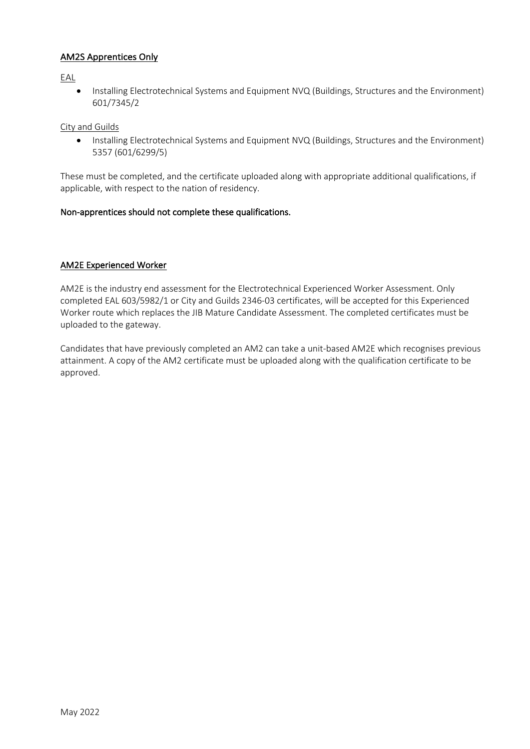## AM2S Apprentices Only

EAL

- Installing Electrotechnical Systems and Equipment NVQ (Buildings, Structures and the Environment) 601/7345/2

City and Guilds

- Installing Electrotechnical Systems and Equipment NVQ (Buildings, Structures and the Environment) 5357 (601/6299/5)

These must be completed, and the certificate uploaded along with appropriate additional qualifications, if applicable, with respect to the nation of residency.

**Non-apprentices should not complete these qualifications.**

## AM2E Experienced Worker

AM2E is the industry end assessment for the Electrotechnical Experienced Worker Assessment. Only completed EAL 603/5982/1 or City and Guilds 2346-03 certificates, will be accepted for this Experienced Worker route which replaces the JIB Mature Candidate Assessment. The completed certificates must be uploaded to the gateway.

Candidates that have previously completed an AM2 can take a unit-based AM2E which recognises previous attainment. A copy of the AM2 certificate must be uploaded along with the qualification certificate to be approved.

May 2022